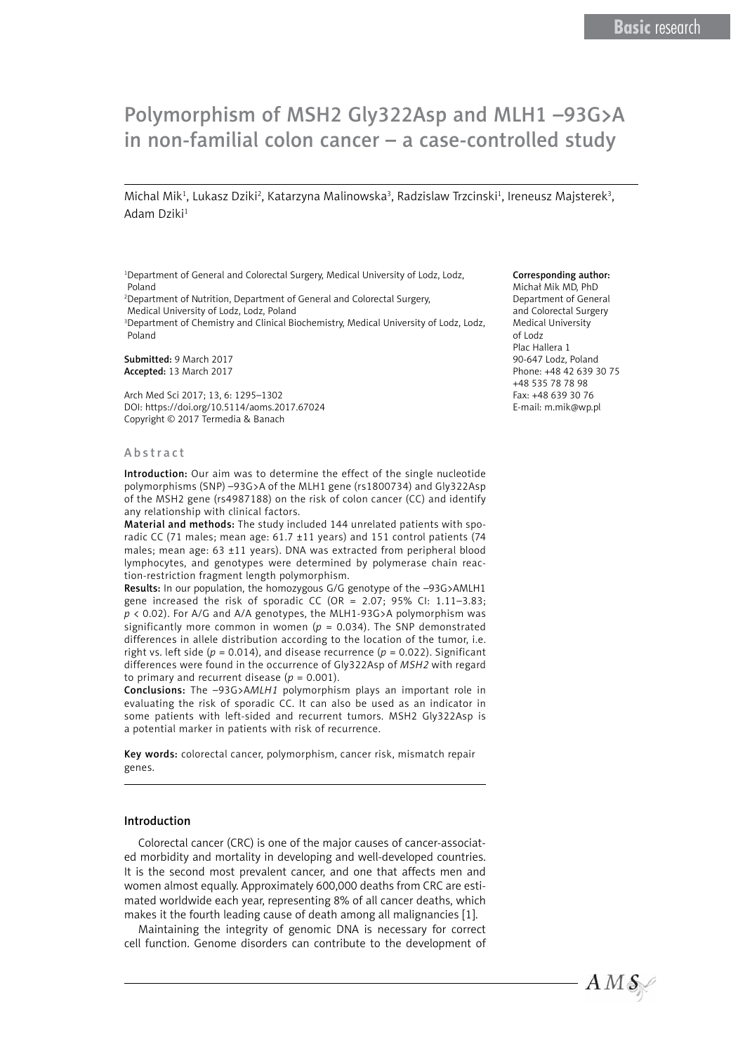# Polymorphism of MSH2 Gly322Asp and MLH1 –93G>A in non-familial colon cancer – a case-controlled study

Michal Mik[1], Lukasz Dziki[2], Katarzyna Malinowska[3], Radzislaw Trzcinski[1], Ireneusz Majsterek[3], Adam Dziki[1]

[1]Department of General and Colorectal Surgery, Medical University of Lodz, Lodz, Poland
[2]Department of Nutrition, Department of General and Colorectal Surgery, Medical University of Lodz, Lodz, Poland
[3]Department of Chemistry and Clinical Biochemistry, Medical University of Lodz, Lodz, Poland

**Submitted:** 9 March 2017
**Accepted:** 13 March 2017

Arch Med Sci 2017; 13, 6: 1295–1302
DOI: https://doi.org/10.5114/aoms.2017.67024
Copyright © 2017 Termedia & Banach

**Corresponding author:**
Michał Mik MD, PhD
Department of General and Colorectal Surgery
Medical University of Lodz
Plac Hallera 1
90-647 Lodz, Poland
Phone: +48 42 639 30 75
+48 535 78 78 98
Fax: +48 639 30 76
E-mail: m.mik@wp.pl

## Abstract

**Introduction:** Our aim was to determine the effect of the single nucleotide polymorphisms (SNP) –93G>A of the MLH1 gene (rs1800734) and Gly322Asp of the MSH2 gene (rs4987188) on the risk of colon cancer (CC) and identify any relationship with clinical factors.

**Material and methods:** The study included 144 unrelated patients with sporadic CC (71 males; mean age: 61.7 ±11 years) and 151 control patients (74 males; mean age: 63 ±11 years). DNA was extracted from peripheral blood lymphocytes, and genotypes were determined by polymerase chain reaction-restriction fragment length polymorphism.

**Results:** In our population, the homozygous G/G genotype of the –93G>AMLH1 gene increased the risk of sporadic CC (OR = 2.07; 95% CI: 1.11–3.83; $p < 0.02$). For A/G and A/A genotypes, the MLH1-93G>A polymorphism was significantly more common in women ($p = 0.034$). The SNP demonstrated differences in allele distribution according to the location of the tumor, i.e. right vs. left side ($p = 0.014$), and disease recurrence ($p = 0.022$). Significant differences were found in the occurrence of Gly322Asp of *MSH2* with regard to primary and recurrent disease ($p = 0.001$).

**Conclusions:** The –93G>A*MLH1* polymorphism plays an important role in evaluating the risk of sporadic CC. It can also be used as an indicator in some patients with left-sided and recurrent tumors. MSH2 Gly322Asp is a potential marker in patients with risk of recurrence.

**Key words:** colorectal cancer, polymorphism, cancer risk, mismatch repair genes.

## Introduction

Colorectal cancer (CRC) is one of the major causes of cancer-associated morbidity and mortality in developing and well-developed countries. It is the second most prevalent cancer, and one that affects men and women almost equally. Approximately 600,000 deaths from CRC are estimated worldwide each year, representing 8% of all cancer deaths, which makes it the fourth leading cause of death among all malignancies [1].

Maintaining the integrity of genomic DNA is necessary for correct cell function. Genome disorders can contribute to the development of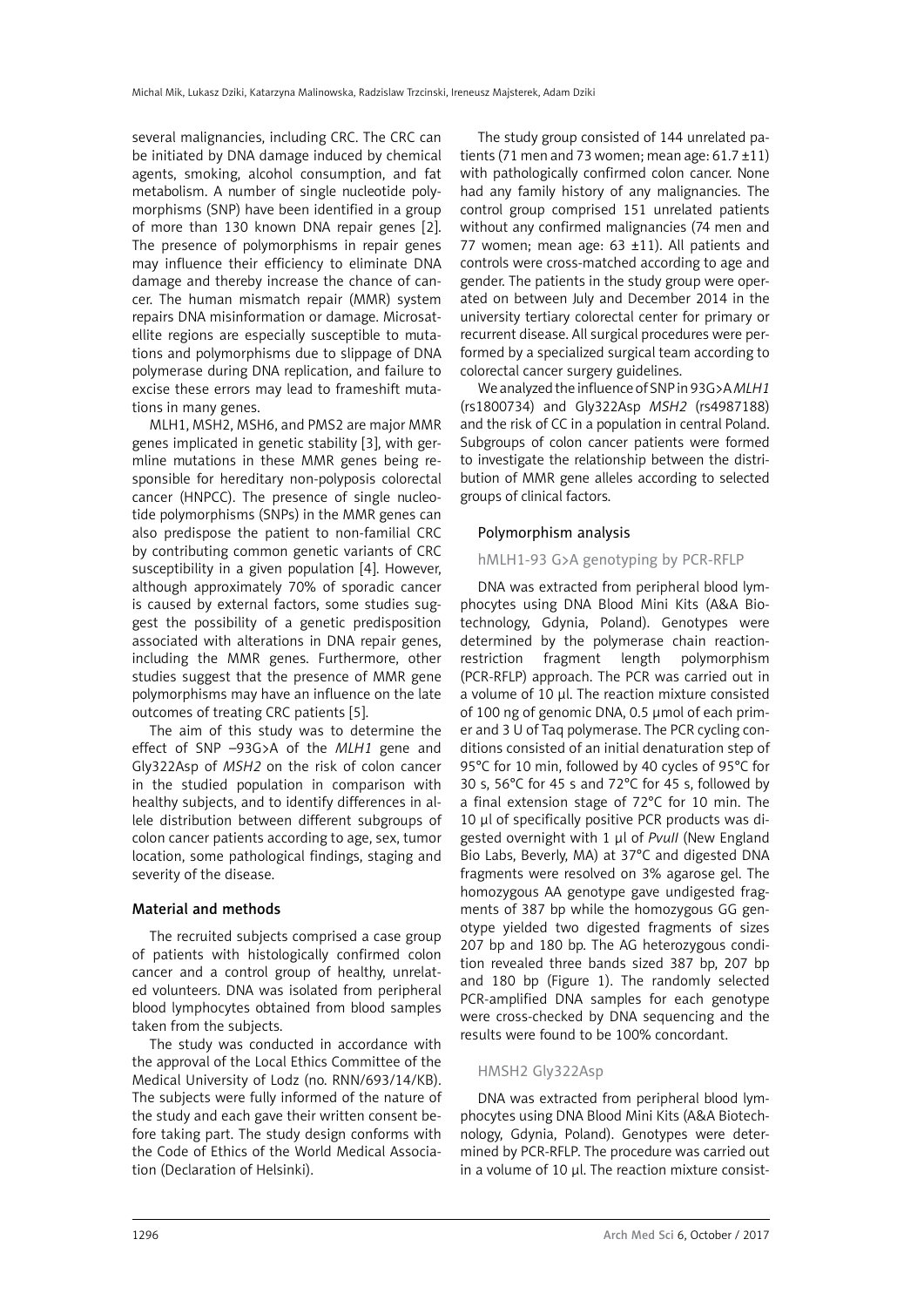several malignancies, including CRC. The CRC can be initiated by DNA damage induced by chemical agents, smoking, alcohol consumption, and fat metabolism. A number of single nucleotide polymorphisms (SNP) have been identified in a group of more than 130 known DNA repair genes [2]. The presence of polymorphisms in repair genes may influence their efficiency to eliminate DNA damage and thereby increase the chance of cancer. The human mismatch repair (MMR) system repairs DNA misinformation or damage. Microsatellite regions are especially susceptible to mutations and polymorphisms due to slippage of DNA polymerase during DNA replication, and failure to excise these errors may lead to frameshift mutations in many genes.

MLH1, MSH2, MSH6, and PMS2 are major MMR genes implicated in genetic stability [3], with germline mutations in these MMR genes being responsible for hereditary non-polyposis colorectal cancer (HNPCC). The presence of single nucleotide polymorphisms (SNPs) in the MMR genes can also predispose the patient to non-familial CRC by contributing common genetic variants of CRC susceptibility in a given population [4]. However, although approximately 70% of sporadic cancer is caused by external factors, some studies suggest the possibility of a genetic predisposition associated with alterations in DNA repair genes, including the MMR genes. Furthermore, other studies suggest that the presence of MMR gene polymorphisms may have an influence on the late outcomes of treating CRC patients [5].

The aim of this study was to determine the effect of SNP –93G>A of the *MLH1* gene and Gly322Asp of *MSH2* on the risk of colon cancer in the studied population in comparison with healthy subjects, and to identify differences in allele distribution between different subgroups of colon cancer patients according to age, sex, tumor location, some pathological findings, staging and severity of the disease.

## Material and methods

The recruited subjects comprised a case group of patients with histologically confirmed colon cancer and a control group of healthy, unrelated volunteers. DNA was isolated from peripheral blood lymphocytes obtained from blood samples taken from the subjects.

The study was conducted in accordance with the approval of the Local Ethics Committee of the Medical University of Lodz (no. RNN/693/14/KB). The subjects were fully informed of the nature of the study and each gave their written consent before taking part. The study design conforms with the Code of Ethics of the World Medical Association (Declaration of Helsinki).

The study group consisted of 144 unrelated patients (71 men and 73 women; mean age: 61.7 ±11) with pathologically confirmed colon cancer. None had any family history of any malignancies. The control group comprised 151 unrelated patients without any confirmed malignancies (74 men and 77 women; mean age: 63 ±11). All patients and controls were cross-matched according to age and gender. The patients in the study group were operated on between July and December 2014 in the university tertiary colorectal center for primary or recurrent disease. All surgical procedures were performed by a specialized surgical team according to colorectal cancer surgery guidelines.

We analyzed the influence of SNP in 93G>A *MLH1* (rs1800734) and Gly322Asp *MSH2* (rs4987188) and the risk of CC in a population in central Poland. Subgroups of colon cancer patients were formed to investigate the relationship between the distribution of MMR gene alleles according to selected groups of clinical factors.

### Polymorphism analysis

#### hMLH1-93 G>A genotyping by PCR-RFLP

DNA was extracted from peripheral blood lymphocytes using DNA Blood Mini Kits (A&A Biotechnology, Gdynia, Poland). Genotypes were determined by the polymerase chain reaction-restriction fragment length polymorphism (PCR-RFLP) approach. The PCR was carried out in a volume of 10 µl. The reaction mixture consisted of 100 ng of genomic DNA, 0.5 µmol of each primer and 3 U of Taq polymerase. The PCR cycling conditions consisted of an initial denaturation step of 95°C for 10 min, followed by 40 cycles of 95°C for 30 s, 56°C for 45 s and 72°C for 45 s, followed by a final extension stage of 72°C for 10 min. The 10 µl of specifically positive PCR products was digested overnight with 1 µl of *PvuII* (New England Bio Labs, Beverly, MA) at 37°C and digested DNA fragments were resolved on 3% agarose gel. The homozygous AA genotype gave undigested fragments of 387 bp while the homozygous GG genotype yielded two digested fragments of sizes 207 bp and 180 bp. The AG heterozygous condition revealed three bands sized 387 bp, 207 bp and 180 bp (Figure 1). The randomly selected PCR-amplified DNA samples for each genotype were cross-checked by DNA sequencing and the results were found to be 100% concordant.

#### HMSH2 Gly322Asp

DNA was extracted from peripheral blood lymphocytes using DNA Blood Mini Kits (A&A Biotechnology, Gdynia, Poland). Genotypes were determined by PCR-RFLP. The procedure was carried out in a volume of 10 µl. The reaction mixture consist-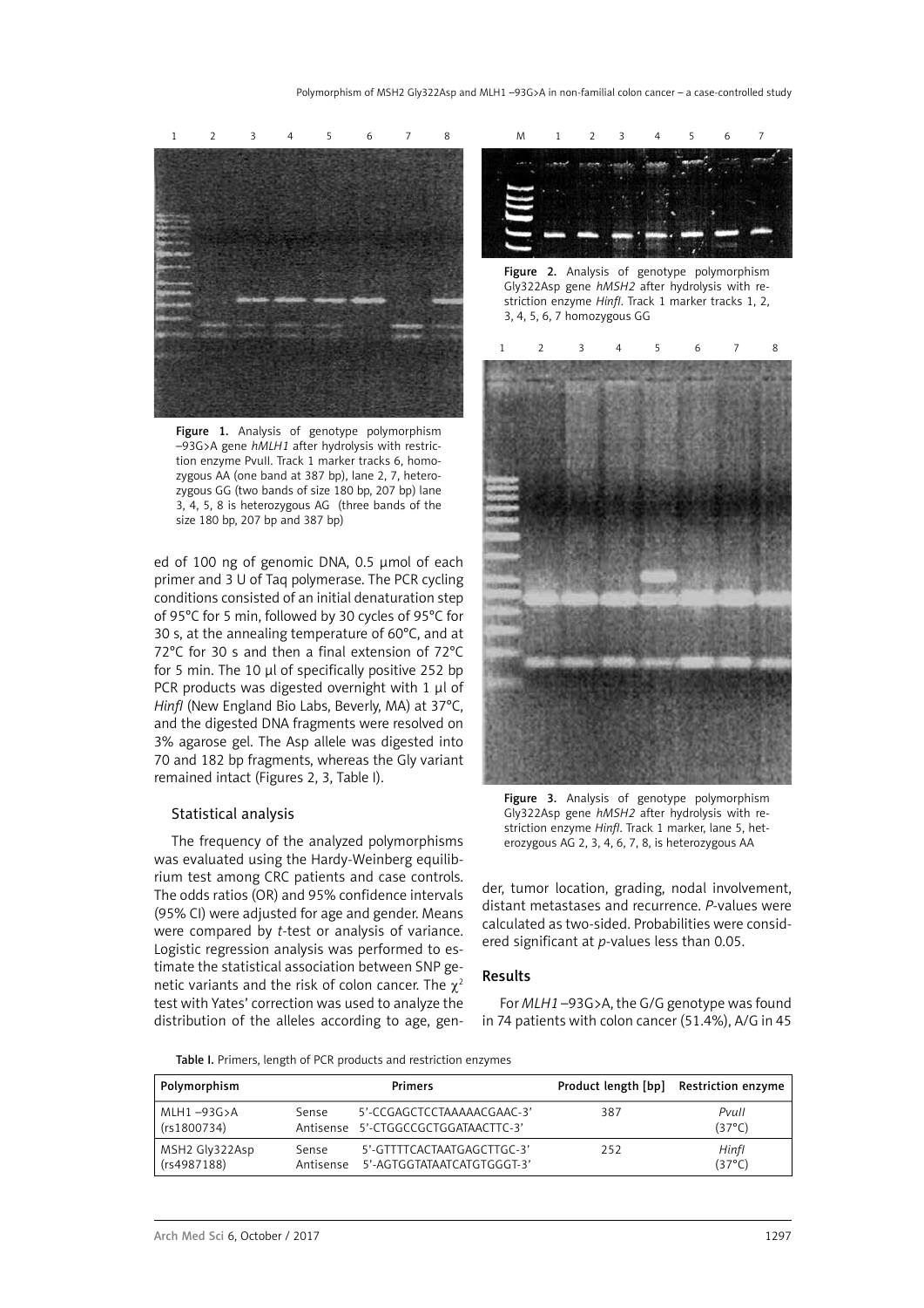1 2 3 4 5 6 7 8

Figure 1. Analysis of genotype polymorphism –93G>A gene *hMLH1* after hydrolysis with restriction enzyme PvuII. Track 1 marker tracks 6, homozygous AA (one band at 387 bp), lane 2, 7, heterozygous GG (two bands of size 180 bp, 207 bp) lane 3, 4, 5, 8 is heterozygous AG (three bands of the size 180 bp, 207 bp and 387 bp)

ed of 100 ng of genomic DNA, 0.5 µmol of each primer and 3 U of Taq polymerase. The PCR cycling conditions consisted of an initial denaturation step of 95°C for 5 min, followed by 30 cycles of 95°C for 30 s, at the annealing temperature of 60°C, and at 72°C for 30 s and then a final extension of 72°C for 5 min. The 10 µl of specifically positive 252 bp PCR products was digested overnight with 1 µl of *HinfI* (New England Bio Labs, Beverly, MA) at 37°C, and the digested DNA fragments were resolved on 3% agarose gel. The Asp allele was digested into 70 and 182 bp fragments, whereas the Gly variant remained intact (Figures 2, 3, Table I).

### Statistical analysis

The frequency of the analyzed polymorphisms was evaluated using the Hardy-Weinberg equilibrium test among CRC patients and case controls. The odds ratios (OR) and 95% confidence intervals (95% CI) were adjusted for age and gender. Means were compared by *t*-test or analysis of variance. Logistic regression analysis was performed to estimate the statistical association between SNP genetic variants and the risk of colon cancer. The $\chi^2$ test with Yates' correction was used to analyze the distribution of the alleles according to age, gender, tumor location, grading, nodal involvement, distant metastases and recurrence. *P*-values were calculated as two-sided. Probabilities were considered significant at *p*-values less than 0.05.

M 1 2 3 4 5 6 7

Figure 2. Analysis of genotype polymorphism Gly322Asp gene *hMSH2* after hydrolysis with restriction enzyme *HinfI*. Track 1 marker tracks 1, 2, 3, 4, 5, 6, 7 homozygous GG

1 2 3 4 5 6 7 8

Figure 3. Analysis of genotype polymorphism Gly322Asp gene *hMSH2* after hydrolysis with restriction enzyme *HinfI*. Track 1 marker, lane 5, heterozygous AG 2, 3, 4, 6, 7, 8, is heterozygous AA

## Results

For *MLH1* –93G>A, the G/G genotype was found in 74 patients with colon cancer (51.4%), A/G in 45

Table I. Primers, length of PCR products and restriction enzymes

| Polymorphism | | Primers | Product length [bp] | Restriction enzyme |
|---|---|---|---|---|
| MLH1 –93G>A (rs1800734) | Sense | 5'-CCGAGCTCCTAAAAACGAAC-3' | 387 | *PvuII* (37°C) |
| | Antisense | 5'-CTGGCCGCTGGATAACTTC-3' | | |
| MSH2 Gly322Asp (rs4987188) | Sense | 5'-GTTTTCACTAATGAGCTTGC-3' | 252 | *HinfI* (37°C) |
| | Antisense | 5'-AGTGGTATAATCATGTGGGT-3' | | |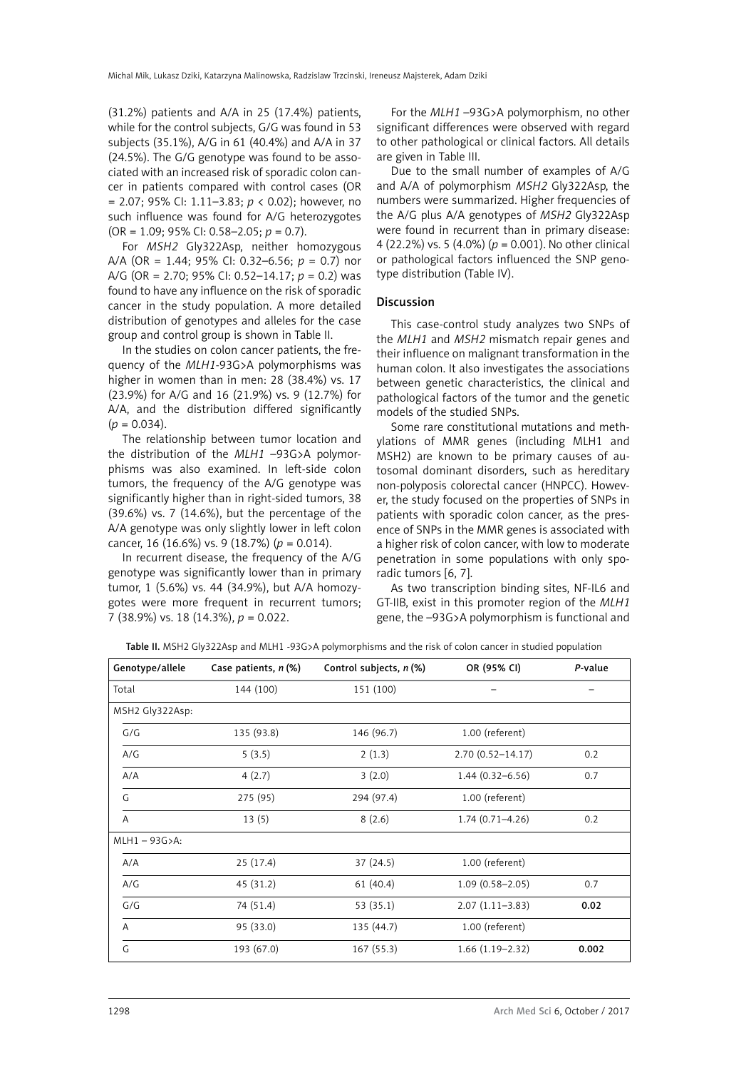(31.2%) patients and A/A in 25 (17.4%) patients, while for the control subjects, G/G was found in 53 subjects (35.1%), A/G in 61 (40.4%) and A/A in 37 (24.5%). The G/G genotype was found to be associated with an increased risk of sporadic colon cancer in patients compared with control cases (OR = 2.07; 95% CI: 1.11–3.83; $p < 0.02$); however, no such influence was found for A/G heterozygotes (OR = 1.09; 95% CI: 0.58–2.05; $p = 0.7$).

For *MSH2* Gly322Asp, neither homozygous A/A (OR = 1.44; 95% CI: 0.32–6.56; $p = 0.7$) nor A/G (OR = 2.70; 95% CI: 0.52–14.17; $p = 0.2$) was found to have any influence on the risk of sporadic cancer in the study population. A more detailed distribution of genotypes and alleles for the case group and control group is shown in Table II.

In the studies on colon cancer patients, the frequency of the *MLH1*-93G>A polymorphisms was higher in women than in men: 28 (38.4%) vs. 17 (23.9%) for A/G and 16 (21.9%) vs. 9 (12.7%) for A/A, and the distribution differed significantly ($p = 0.034$).

The relationship between tumor location and the distribution of the *MLH1* –93G>A polymorphisms was also examined. In left-side colon tumors, the frequency of the A/G genotype was significantly higher than in right-sided tumors, 38 (39.6%) vs. 7 (14.6%), but the percentage of the A/A genotype was only slightly lower in left colon cancer, 16 (16.6%) vs. 9 (18.7%) ($p = 0.014$).

In recurrent disease, the frequency of the A/G genotype was significantly lower than in primary tumor, 1 (5.6%) vs. 44 (34.9%), but A/A homozygotes were more frequent in recurrent tumors; 7 (38.9%) vs. 18 (14.3%), $p = 0.022$.

For the *MLH1* –93G>A polymorphism, no other significant differences were observed with regard to other pathological or clinical factors. All details are given in Table III.

Due to the small number of examples of A/G and A/A of polymorphism *MSH2* Gly322Asp, the numbers were summarized. Higher frequencies of the A/G plus A/A genotypes of *MSH2* Gly322Asp were found in recurrent than in primary disease: 4 (22.2%) vs. 5 (4.0%) ($p = 0.001$). No other clinical or pathological factors influenced the SNP genotype distribution (Table IV).

## Discussion

This case-control study analyzes two SNPs of the *MLH1* and *MSH2* mismatch repair genes and their influence on malignant transformation in the human colon. It also investigates the associations between genetic characteristics, the clinical and pathological factors of the tumor and the genetic models of the studied SNPs.

Some rare constitutional mutations and methylations of MMR genes (including MLH1 and MSH2) are known to be primary causes of autosomal dominant disorders, such as hereditary non-polyposis colorectal cancer (HNPCC). However, the study focused on the properties of SNPs in patients with sporadic colon cancer, as the presence of SNPs in the MMR genes is associated with a higher risk of colon cancer, with low to moderate penetration in some populations with only sporadic tumors [6, 7].

As two transcription binding sites, NF-IL6 and GT-IIB, exist in this promoter region of the *MLH1* gene, the –93G>A polymorphism is functional and

**Table II.** MSH2 Gly322Asp and MLH1 -93G>A polymorphisms and the risk of colon cancer in studied population

| Genotype/allele | Case patients, *n* (%) | Control subjects, *n* (%) | OR (95% CI) | *P*-value |
|---|---|---|---|---|
| Total | 144 (100) | 151 (100) | – | – |
| MSH2 Gly322Asp: | | | | |
| G/G | 135 (93.8) | 146 (96.7) | 1.00 (referent) | |
| A/G | 5 (3.5) | 2 (1.3) | 2.70 (0.52–14.17) | 0.2 |
| A/A | 4 (2.7) | 3 (2.0) | 1.44 (0.32–6.56) | 0.7 |
| G | 275 (95) | 294 (97.4) | 1.00 (referent) | |
| A | 13 (5) | 8 (2.6) | 1.74 (0.71–4.26) | 0.2 |
| MLH1 – 93G>A: | | | | |
| A/A | 25 (17.4) | 37 (24.5) | 1.00 (referent) | |
| A/G | 45 (31.2) | 61 (40.4) | 1.09 (0.58–2.05) | 0.7 |
| G/G | 74 (51.4) | 53 (35.1) | 2.07 (1.11–3.83) | **0.02** |
| A | 95 (33.0) | 135 (44.7) | 1.00 (referent) | |
| G | 193 (67.0) | 167 (55.3) | 1.66 (1.19–2.32) | **0.002** |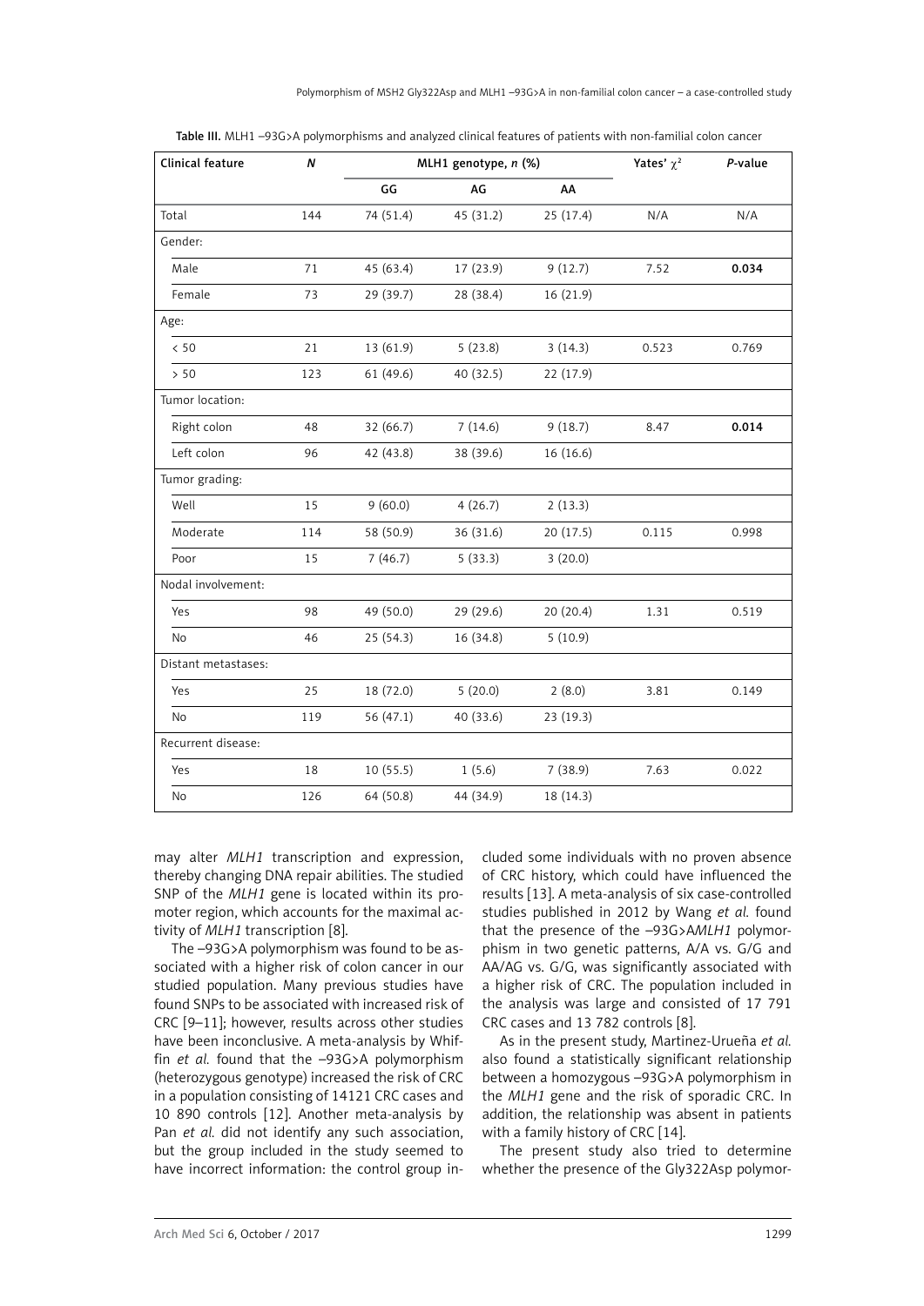Table III. MLH1 –93G>A polymorphisms and analyzed clinical features of patients with non-familial colon cancer

| Clinical feature | *N* | MLH1 genotype, *n* (%) | | | Yates' $\chi^2$ | *P*-value |
|---|---|---|---|---|---|---|
| | | GG | AG | AA | | |
| Total | 144 | 74 (51.4) | 45 (31.2) | 25 (17.4) | N/A | N/A |
| Gender: | | | | | | |
| Male | 71 | 45 (63.4) | 17 (23.9) | 9 (12.7) | 7.52 | **0.034** |
| Female | 73 | 29 (39.7) | 28 (38.4) | 16 (21.9) | | |
| Age: | | | | | | |
| < 50 | 21 | 13 (61.9) | 5 (23.8) | 3 (14.3) | 0.523 | 0.769 |
| > 50 | 123 | 61 (49.6) | 40 (32.5) | 22 (17.9) | | |
| Tumor location: | | | | | | |
| Right colon | 48 | 32 (66.7) | 7 (14.6) | 9 (18.7) | 8.47 | **0.014** |
| Left colon | 96 | 42 (43.8) | 38 (39.6) | 16 (16.6) | | |
| Tumor grading: | | | | | | |
| Well | 15 | 9 (60.0) | 4 (26.7) | 2 (13.3) | | |
| Moderate | 114 | 58 (50.9) | 36 (31.6) | 20 (17.5) | 0.115 | 0.998 |
| Poor | 15 | 7 (46.7) | 5 (33.3) | 3 (20.0) | | |
| Nodal involvement: | | | | | | |
| Yes | 98 | 49 (50.0) | 29 (29.6) | 20 (20.4) | 1.31 | 0.519 |
| No | 46 | 25 (54.3) | 16 (34.8) | 5 (10.9) | | |
| Distant metastases: | | | | | | |
| Yes | 25 | 18 (72.0) | 5 (20.0) | 2 (8.0) | 3.81 | 0.149 |
| No | 119 | 56 (47.1) | 40 (33.6) | 23 (19.3) | | |
| Recurrent disease: | | | | | | |
| Yes | 18 | 10 (55.5) | 1 (5.6) | 7 (38.9) | 7.63 | 0.022 |
| No | 126 | 64 (50.8) | 44 (34.9) | 18 (14.3) | | |

may alter *MLH1* transcription and expression, thereby changing DNA repair abilities. The studied SNP of the *MLH1* gene is located within its promoter region, which accounts for the maximal activity of *MLH1* transcription [8].

The –93G>A polymorphism was found to be associated with a higher risk of colon cancer in our studied population. Many previous studies have found SNPs to be associated with increased risk of CRC [9–11]; however, results across other studies have been inconclusive. A meta-analysis by Whiffin *et al.* found that the –93G>A polymorphism (heterozygous genotype) increased the risk of CRC in a population consisting of 14121 CRC cases and 10 890 controls [12]. Another meta-analysis by Pan *et al.* did not identify any such association, but the group included in the study seemed to have incorrect information: the control group included some individuals with no proven absence of CRC history, which could have influenced the results [13]. A meta-analysis of six case-controlled studies published in 2012 by Wang *et al.* found that the presence of the –93G>A*MLH1* polymorphism in two genetic patterns, A/A vs. G/G and AA/AG vs. G/G, was significantly associated with a higher risk of CRC. The population included in the analysis was large and consisted of 17 791 CRC cases and 13 782 controls [8].

As in the present study, Martinez-Urueña *et al.* also found a statistically significant relationship between a homozygous –93G>A polymorphism in the *MLH1* gene and the risk of sporadic CRC. In addition, the relationship was absent in patients with a family history of CRC [14].

The present study also tried to determine whether the presence of the Gly322Asp polymor-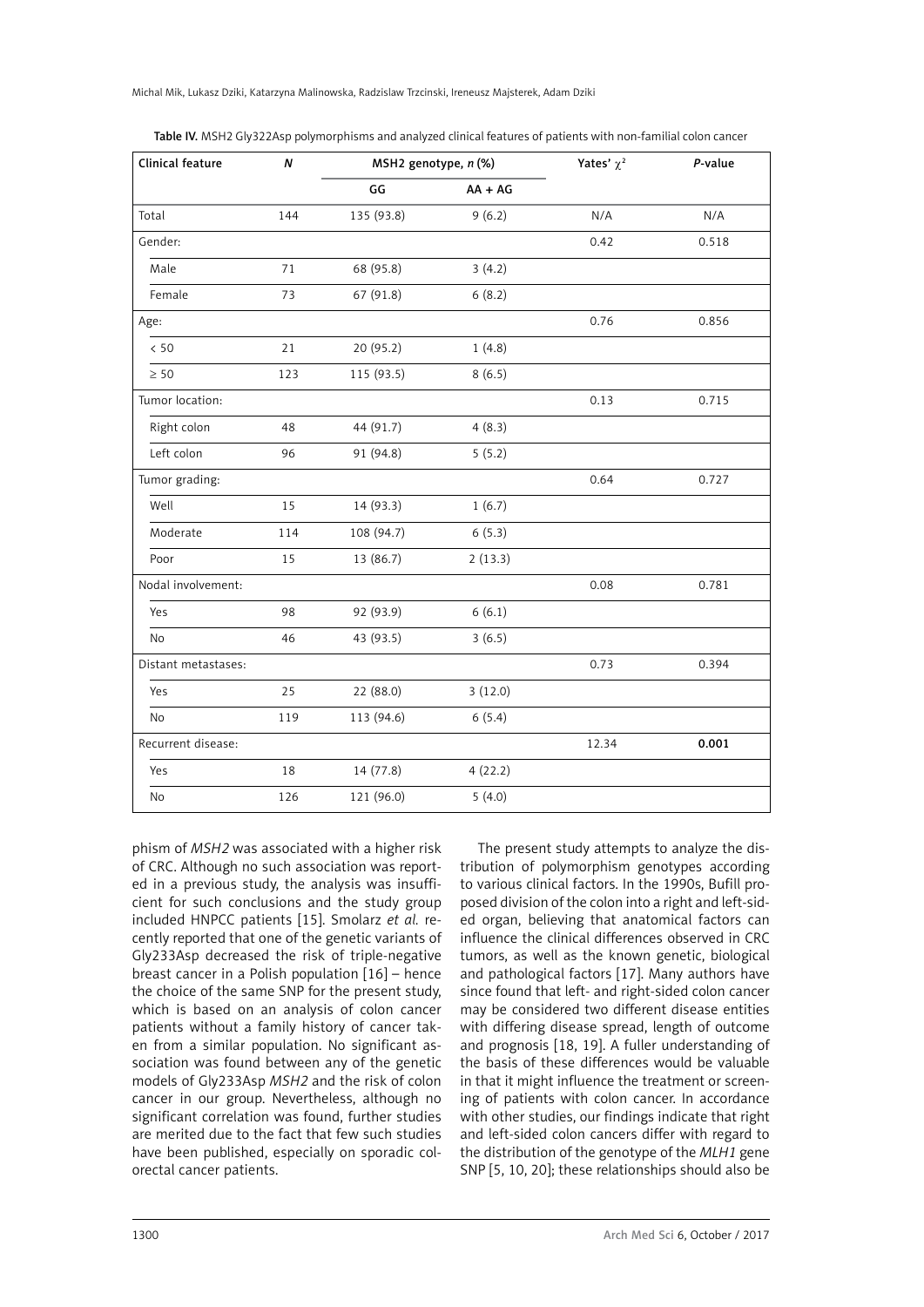Table IV. MSH2 Gly322Asp polymorphisms and analyzed clinical features of patients with non-familial colon cancer

| Clinical feature | *N* | MSH2 genotype, *n* (%) | | Yates' $\chi^2$ | *P*-value |
|---|---|---|---|---|---|
| | | GG | AA + AG | | |
| Total | 144 | 135 (93.8) | 9 (6.2) | N/A | N/A |
| Gender: | | | | 0.42 | 0.518 |
| Male | 71 | 68 (95.8) | 3 (4.2) | | |
| Female | 73 | 67 (91.8) | 6 (8.2) | | |
| Age: | | | | 0.76 | 0.856 |
| < 50 | 21 | 20 (95.2) | 1 (4.8) | | |
| ≥ 50 | 123 | 115 (93.5) | 8 (6.5) | | |
| Tumor location: | | | | 0.13 | 0.715 |
| Right colon | 48 | 44 (91.7) | 4 (8.3) | | |
| Left colon | 96 | 91 (94.8) | 5 (5.2) | | |
| Tumor grading: | | | | 0.64 | 0.727 |
| Well | 15 | 14 (93.3) | 1 (6.7) | | |
| Moderate | 114 | 108 (94.7) | 6 (5.3) | | |
| Poor | 15 | 13 (86.7) | 2 (13.3) | | |
| Nodal involvement: | | | | 0.08 | 0.781 |
| Yes | 98 | 92 (93.9) | 6 (6.1) | | |
| No | 46 | 43 (93.5) | 3 (6.5) | | |
| Distant metastases: | | | | 0.73 | 0.394 |
| Yes | 25 | 22 (88.0) | 3 (12.0) | | |
| No | 119 | 113 (94.6) | 6 (5.4) | | |
| Recurrent disease: | | | | 12.34 | **0.001** |
| Yes | 18 | 14 (77.8) | 4 (22.2) | | |
| No | 126 | 121 (96.0) | 5 (4.0) | | |

phism of *MSH2* was associated with a higher risk of CRC. Although no such association was reported in a previous study, the analysis was insufficient for such conclusions and the study group included HNPCC patients [15]. Smolarz *et al.* recently reported that one of the genetic variants of Gly233Asp decreased the risk of triple-negative breast cancer in a Polish population [16] – hence the choice of the same SNP for the present study, which is based on an analysis of colon cancer patients without a family history of cancer taken from a similar population. No significant association was found between any of the genetic models of Gly233Asp *MSH2* and the risk of colon cancer in our group. Nevertheless, although no significant correlation was found, further studies are merited due to the fact that few such studies have been published, especially on sporadic colorectal cancer patients.

The present study attempts to analyze the distribution of polymorphism genotypes according to various clinical factors. In the 1990s, Bufill proposed division of the colon into a right and left-sided organ, believing that anatomical factors can influence the clinical differences observed in CRC tumors, as well as the known genetic, biological and pathological factors [17]. Many authors have since found that left- and right-sided colon cancer may be considered two different disease entities with differing disease spread, length of outcome and prognosis [18, 19]. A fuller understanding of the basis of these differences would be valuable in that it might influence the treatment or screening of patients with colon cancer. In accordance with other studies, our findings indicate that right and left-sided colon cancers differ with regard to the distribution of the genotype of the *MLH1* gene SNP [5, 10, 20]; these relationships should also be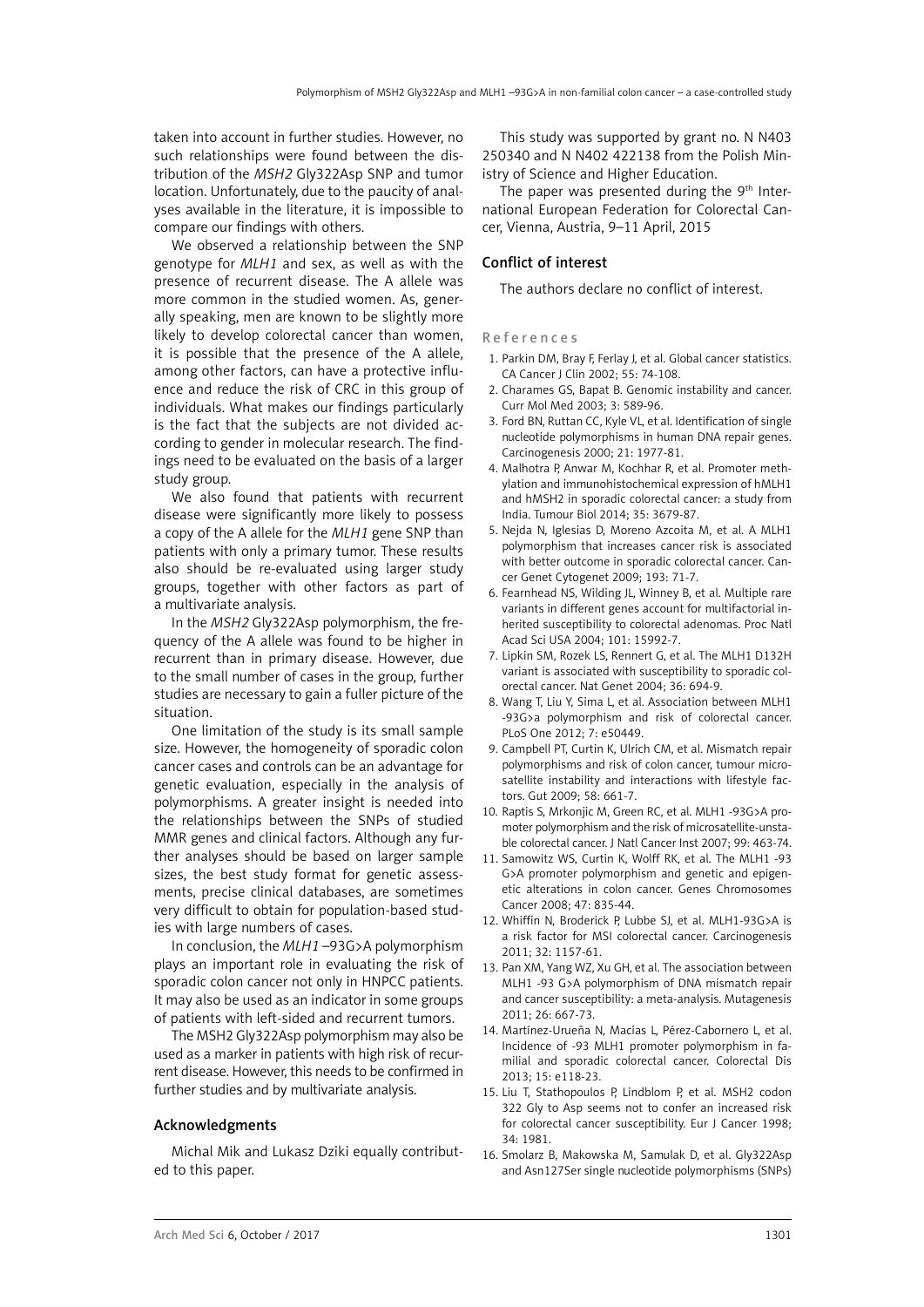taken into account in further studies. However, no such relationships were found between the distribution of the *MSH2* Gly322Asp SNP and tumor location. Unfortunately, due to the paucity of analyses available in the literature, it is impossible to compare our findings with others.

We observed a relationship between the SNP genotype for *MLH1* and sex, as well as with the presence of recurrent disease. The A allele was more common in the studied women. As, generally speaking, men are known to be slightly more likely to develop colorectal cancer than women, it is possible that the presence of the A allele, among other factors, can have a protective influence and reduce the risk of CRC in this group of individuals. What makes our findings particularly is the fact that the subjects are not divided according to gender in molecular research. The findings need to be evaluated on the basis of a larger study group.

We also found that patients with recurrent disease were significantly more likely to possess a copy of the A allele for the *MLH1* gene SNP than patients with only a primary tumor. These results also should be re-evaluated using larger study groups, together with other factors as part of a multivariate analysis.

In the *MSH2* Gly322Asp polymorphism, the frequency of the A allele was found to be higher in recurrent than in primary disease. However, due to the small number of cases in the group, further studies are necessary to gain a fuller picture of the situation.

One limitation of the study is its small sample size. However, the homogeneity of sporadic colon cancer cases and controls can be an advantage for genetic evaluation, especially in the analysis of polymorphisms. A greater insight is needed into the relationships between the SNPs of studied MMR genes and clinical factors. Although any further analyses should be based on larger sample sizes, the best study format for genetic assessments, precise clinical databases, are sometimes very difficult to obtain for population-based studies with large numbers of cases.

In conclusion, the *MLH1* –93G>A polymorphism plays an important role in evaluating the risk of sporadic colon cancer not only in HNPCC patients. It may also be used as an indicator in some groups of patients with left-sided and recurrent tumors.

The MSH2 Gly322Asp polymorphism may also be used as a marker in patients with high risk of recurrent disease. However, this needs to be confirmed in further studies and by multivariate analysis.

## Acknowledgments

Michal Mik and Lukasz Dziki equally contributed to this paper.

This study was supported by grant no. N N403 250340 and N N402 422138 from the Polish Ministry of Science and Higher Education.

The paper was presented during the 9th International European Federation for Colorectal Cancer, Vienna, Austria, 9–11 April, 2015

## Conflict of interest

The authors declare no conflict of interest.

## References

1. Parkin DM, Bray F, Ferlay J, et al. Global cancer statistics. CA Cancer J Clin 2002; 55: 74-108.
2. Charames GS, Bapat B. Genomic instability and cancer. Curr Mol Med 2003; 3: 589-96.
3. Ford BN, Ruttan CC, Kyle VL, et al. Identification of single nucleotide polymorphisms in human DNA repair genes. Carcinogenesis 2000; 21: 1977-81.
4. Malhotra P, Anwar M, Kochhar R, et al. Promoter methylation and immunohistochemical expression of hMLH1 and hMSH2 in sporadic colorectal cancer: a study from India. Tumour Biol 2014; 35: 3679-87.
5. Nejda N, Iglesias D, Moreno Azcoita M, et al. A MLH1 polymorphism that increases cancer risk is associated with better outcome in sporadic colorectal cancer. Cancer Genet Cytogenet 2009; 193: 71-7.
6. Fearnhead NS, Wilding JL, Winney B, et al. Multiple rare variants in different genes account for multifactorial inherited susceptibility to colorectal adenomas. Proc Natl Acad Sci USA 2004; 101: 15992-7.
7. Lipkin SM, Rozek LS, Rennert G, et al. The MLH1 D132H variant is associated with susceptibility to sporadic colorectal cancer. Nat Genet 2004; 36: 694-9.
8. Wang T, Liu Y, Sima L, et al. Association between MLH1 -93G>a polymorphism and risk of colorectal cancer. PLoS One 2012; 7: e50449.
9. Campbell PT, Curtin K, Ulrich CM, et al. Mismatch repair polymorphisms and risk of colon cancer, tumour microsatellite instability and interactions with lifestyle factors. Gut 2009; 58: 661-7.
10. Raptis S, Mrkonjic M, Green RC, et al. MLH1 -93G>A promoter polymorphism and the risk of microsatellite-unstable colorectal cancer. J Natl Cancer Inst 2007; 99: 463-74.
11. Samowitz WS, Curtin K, Wolff RK, et al. The MLH1 -93 G>A promoter polymorphism and genetic and epigenetic alterations in colon cancer. Genes Chromosomes Cancer 2008; 47: 835-44.
12. Whiffin N, Broderick P, Lubbe SJ, et al. MLH1-93G>A is a risk factor for MSI colorectal cancer. Carcinogenesis 2011; 32: 1157-61.
13. Pan XM, Yang WZ, Xu GH, et al. The association between MLH1 -93 G>A polymorphism of DNA mismatch repair and cancer susceptibility: a meta-analysis. Mutagenesis 2011; 26: 667-73.
14. Martínez-Urueña N, Macías L, Pérez-Cabornero L, et al. Incidence of -93 MLH1 promoter polymorphism in familial and sporadic colorectal cancer. Colorectal Dis 2013; 15: e118-23.
15. Liu T, Stathopoulos P, Lindblom P, et al. MSH2 codon 322 Gly to Asp seems not to confer an increased risk for colorectal cancer susceptibility. Eur J Cancer 1998; 34: 1981.
16. Smolarz B, Makowska M, Samulak D, et al. Gly322Asp and Asn127Ser single nucleotide polymorphisms (SNPs)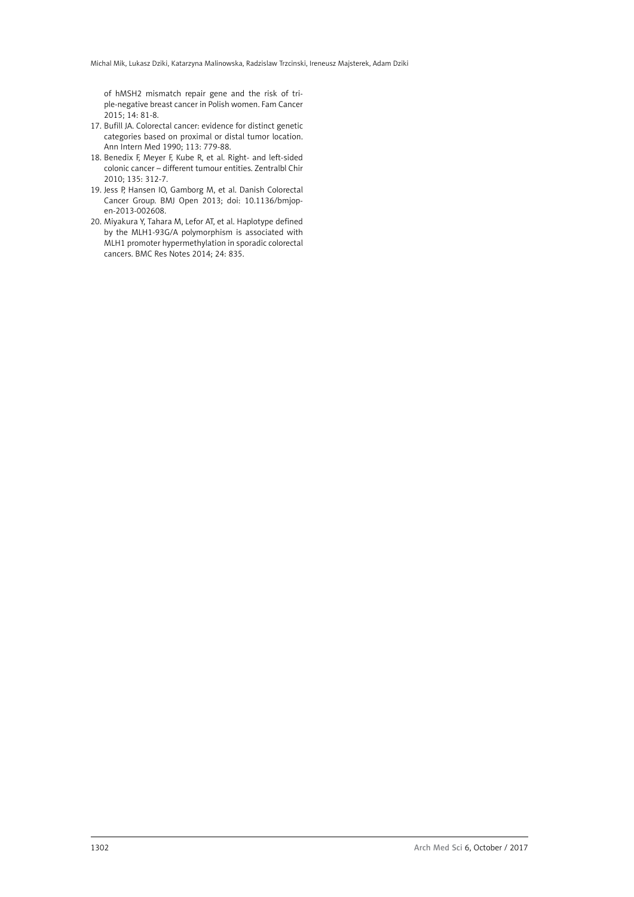of hMSH2 mismatch repair gene and the risk of triple-negative breast cancer in Polish women. Fam Cancer 2015; 14: 81-8.

17. Bufill JA. Colorectal cancer: evidence for distinct genetic categories based on proximal or distal tumor location. Ann Intern Med 1990; 113: 779-88.
18. Benedix F, Meyer F, Kube R, et al. Right- and left-sided colonic cancer – different tumour entities. Zentralbl Chir 2010; 135: 312-7.
19. Jess P, Hansen IO, Gamborg M, et al. Danish Colorectal Cancer Group. BMJ Open 2013; doi: 10.1136/bmjopen-2013-002608.
20. Miyakura Y, Tahara M, Lefor AT, et al. Haplotype defined by the MLH1-93G/A polymorphism is associated with MLH1 promoter hypermethylation in sporadic colorectal cancers. BMC Res Notes 2014; 24: 835.